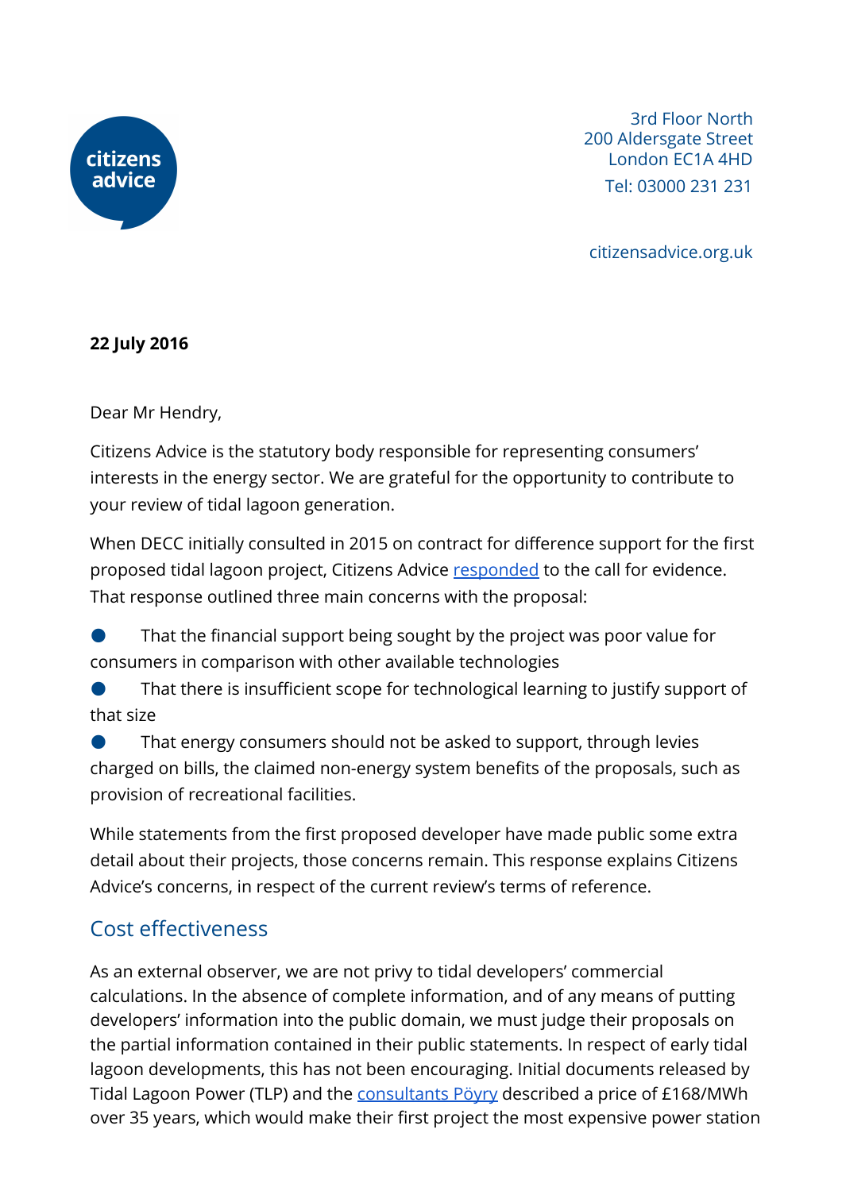citizens advice

3rd Floor North
200 Aldersgate Street
London EC1A 4HD
Tel: 03000 231 231

citizensadvice.org.uk

**22 July 2016**

Dear Mr Hendry,

Citizens Advice is the statutory body responsible for representing consumers' interests in the energy sector. We are grateful for the opportunity to contribute to your review of tidal lagoon generation.

When DECC initially consulted in 2015 on contract for difference support for the first proposed tidal lagoon project, Citizens Advice responded to the call for evidence. That response outlined three main concerns with the proposal:

- That the financial support being sought by the project was poor value for consumers in comparison with other available technologies
- That there is insufficient scope for technological learning to justify support of that size
- That energy consumers should not be asked to support, through levies charged on bills, the claimed non-energy system benefits of the proposals, such as provision of recreational facilities.

While statements from the first proposed developer have made public some extra detail about their projects, those concerns remain. This response explains Citizens Advice's concerns, in respect of the current review's terms of reference.

## Cost effectiveness

As an external observer, we are not privy to tidal developers' commercial calculations. In the absence of complete information, and of any means of putting developers' information into the public domain, we must judge their proposals on the partial information contained in their public statements. In respect of early tidal lagoon developments, this has not been encouraging. Initial documents released by Tidal Lagoon Power (TLP) and the consultants Pöyry described a price of £168/MWh over 35 years, which would make their first project the most expensive power station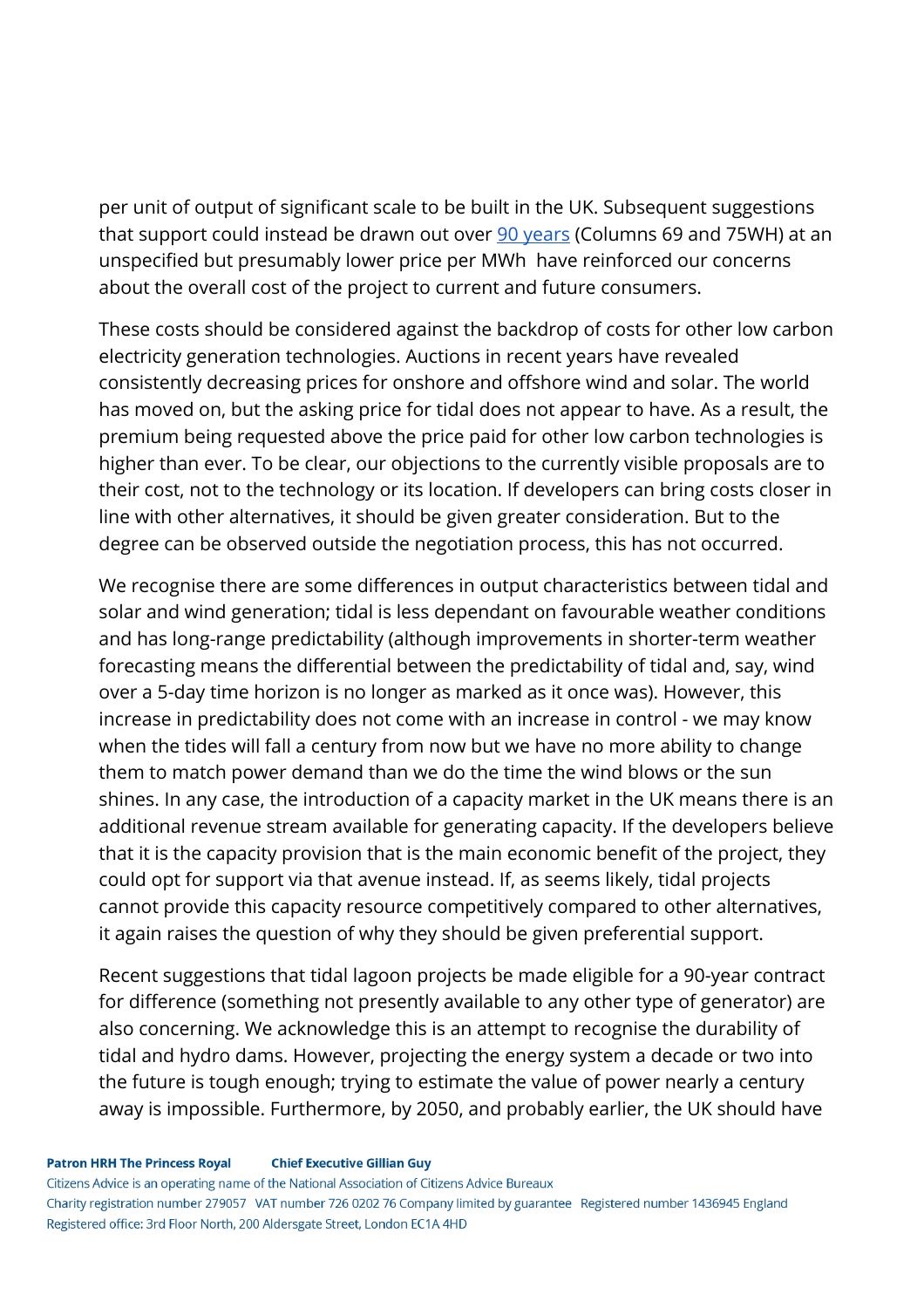per unit of output of significant scale to be built in the UK. Subsequent suggestions that support could instead be drawn out over [90 years](#) (Columns 69 and 75WH) at an unspecified but presumably lower price per MWh  have reinforced our concerns about the overall cost of the project to current and future consumers.

These costs should be considered against the backdrop of costs for other low carbon electricity generation technologies. Auctions in recent years have revealed consistently decreasing prices for onshore and offshore wind and solar. The world has moved on, but the asking price for tidal does not appear to have. As a result, the premium being requested above the price paid for other low carbon technologies is higher than ever. To be clear, our objections to the currently visible proposals are to their cost, not to the technology or its location. If developers can bring costs closer in line with other alternatives, it should be given greater consideration. But to the degree can be observed outside the negotiation process, this has not occurred.

We recognise there are some differences in output characteristics between tidal and solar and wind generation; tidal is less dependant on favourable weather conditions and has long-range predictability (although improvements in shorter-term weather forecasting means the differential between the predictability of tidal and, say, wind over a 5-day time horizon is no longer as marked as it once was). However, this increase in predictability does not come with an increase in control - we may know when the tides will fall a century from now but we have no more ability to change them to match power demand than we do the time the wind blows or the sun shines. In any case, the introduction of a capacity market in the UK means there is an additional revenue stream available for generating capacity. If the developers believe that it is the capacity provision that is the main economic benefit of the project, they could opt for support via that avenue instead. If, as seems likely, tidal projects cannot provide this capacity resource competitively compared to other alternatives, it again raises the question of why they should be given preferential support.

Recent suggestions that tidal lagoon projects be made eligible for a 90-year contract for difference (something not presently available to any other type of generator) are also concerning. We acknowledge this is an attempt to recognise the durability of tidal and hydro dams. However, projecting the energy system a decade or two into the future is tough enough; trying to estimate the value of power nearly a century away is impossible. Furthermore, by 2050, and probably earlier, the UK should have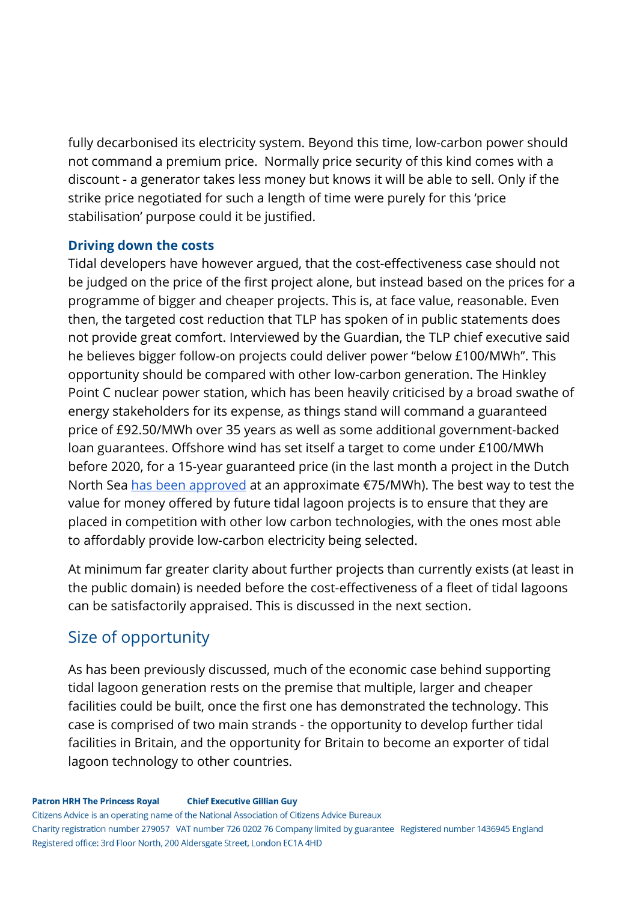fully decarbonised its electricity system. Beyond this time, low-carbon power should not command a premium price. Normally price security of this kind comes with a discount - a generator takes less money but knows it will be able to sell. Only if the strike price negotiated for such a length of time were purely for this 'price stabilisation' purpose could it be justified.

### Driving down the costs

Tidal developers have however argued, that the cost-effectiveness case should not be judged on the price of the first project alone, but instead based on the prices for a programme of bigger and cheaper projects. This is, at face value, reasonable. Even then, the targeted cost reduction that TLP has spoken of in public statements does not provide great comfort. Interviewed by the Guardian, the TLP chief executive said he believes bigger follow-on projects could deliver power "below £100/MWh". This opportunity should be compared with other low-carbon generation. The Hinkley Point C nuclear power station, which has been heavily criticised by a broad swathe of energy stakeholders for its expense, as things stand will command a guaranteed price of £92.50/MWh over 35 years as well as some additional government-backed loan guarantees. Offshore wind has set itself a target to come under £100/MWh before 2020, for a 15-year guaranteed price (in the last month a project in the Dutch North Sea has been approved at an approximate €75/MWh). The best way to test the value for money offered by future tidal lagoon projects is to ensure that they are placed in competition with other low carbon technologies, with the ones most able to affordably provide low-carbon electricity being selected.

At minimum far greater clarity about further projects than currently exists (at least in the public domain) is needed before the cost-effectiveness of a fleet of tidal lagoons can be satisfactorily appraised. This is discussed in the next section.

## Size of opportunity

As has been previously discussed, much of the economic case behind supporting tidal lagoon generation rests on the premise that multiple, larger and cheaper facilities could be built, once the first one has demonstrated the technology. This case is comprised of two main strands - the opportunity to develop further tidal facilities in Britain, and the opportunity for Britain to become an exporter of tidal lagoon technology to other countries.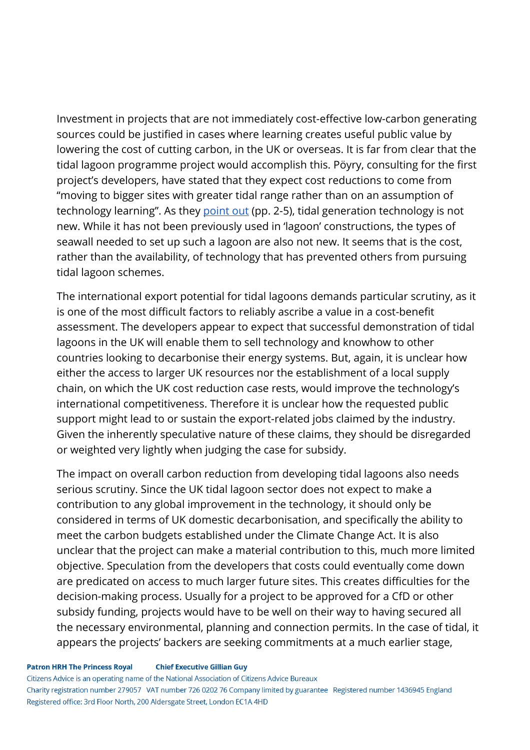Investment in projects that are not immediately cost-effective low-carbon generating sources could be justified in cases where learning creates useful public value by lowering the cost of cutting carbon, in the UK or overseas. It is far from clear that the tidal lagoon programme project would accomplish this. Pöyry, consulting for the first project's developers, have stated that they expect cost reductions to come from "moving to bigger sites with greater tidal range rather than on an assumption of technology learning". As they point out (pp. 2-5), tidal generation technology is not new. While it has not been previously used in 'lagoon' constructions, the types of seawall needed to set up such a lagoon are also not new. It seems that is the cost, rather than the availability, of technology that has prevented others from pursuing tidal lagoon schemes.

The international export potential for tidal lagoons demands particular scrutiny, as it is one of the most difficult factors to reliably ascribe a value in a cost-benefit assessment. The developers appear to expect that successful demonstration of tidal lagoons in the UK will enable them to sell technology and knowhow to other countries looking to decarbonise their energy systems. But, again, it is unclear how either the access to larger UK resources nor the establishment of a local supply chain, on which the UK cost reduction case rests, would improve the technology's international competitiveness. Therefore it is unclear how the requested public support might lead to or sustain the export-related jobs claimed by the industry. Given the inherently speculative nature of these claims, they should be disregarded or weighted very lightly when judging the case for subsidy.

The impact on overall carbon reduction from developing tidal lagoons also needs serious scrutiny. Since the UK tidal lagoon sector does not expect to make a contribution to any global improvement in the technology, it should only be considered in terms of UK domestic decarbonisation, and specifically the ability to meet the carbon budgets established under the Climate Change Act. It is also unclear that the project can make a material contribution to this, much more limited objective. Speculation from the developers that costs could eventually come down are predicated on access to much larger future sites. This creates difficulties for the decision-making process. Usually for a project to be approved for a CfD or other subsidy funding, projects would have to be well on their way to having secured all the necessary environmental, planning and connection permits. In the case of tidal, it appears the projects' backers are seeking commitments at a much earlier stage,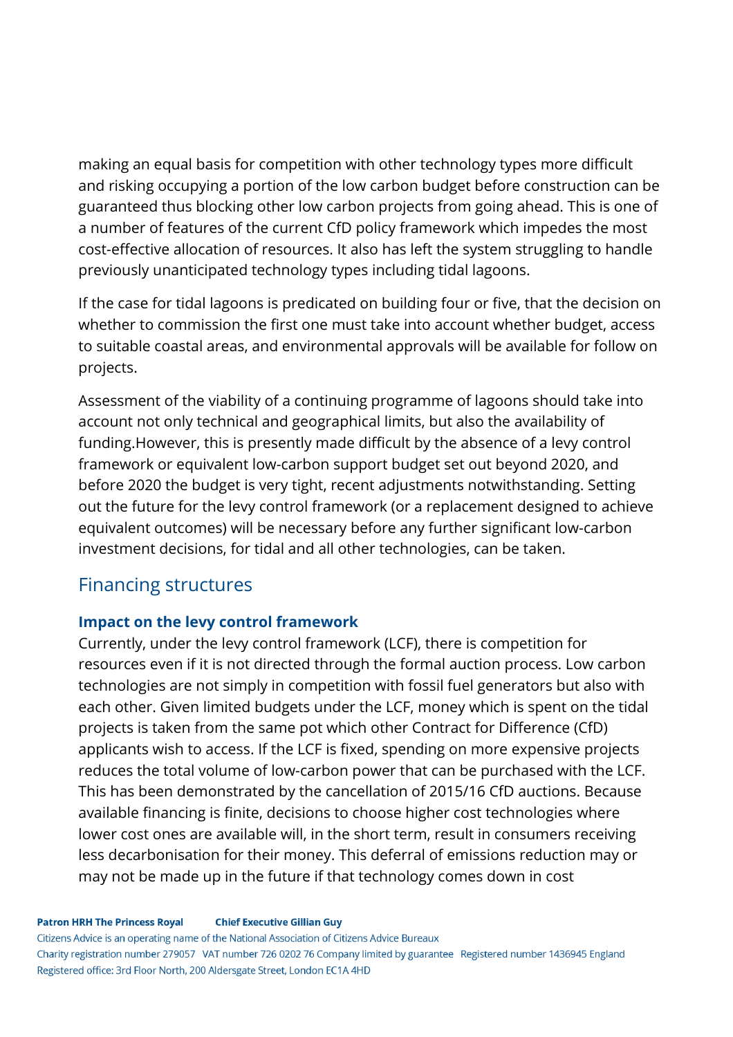making an equal basis for competition with other technology types more difficult and risking occupying a portion of the low carbon budget before construction can be guaranteed thus blocking other low carbon projects from going ahead. This is one of a number of features of the current CfD policy framework which impedes the most cost-effective allocation of resources. It also has left the system struggling to handle previously unanticipated technology types including tidal lagoons.

If the case for tidal lagoons is predicated on building four or five, that the decision on whether to commission the first one must take into account whether budget, access to suitable coastal areas, and environmental approvals will be available for follow on projects.

Assessment of the viability of a continuing programme of lagoons should take into account not only technical and geographical limits, but also the availability of funding.However, this is presently made difficult by the absence of a levy control framework or equivalent low-carbon support budget set out beyond 2020, and before 2020 the budget is very tight, recent adjustments notwithstanding. Setting out the future for the levy control framework (or a replacement designed to achieve equivalent outcomes) will be necessary before any further significant low-carbon investment decisions, for tidal and all other technologies, can be taken.

## Financing structures

### Impact on the levy control framework

Currently, under the levy control framework (LCF), there is competition for resources even if it is not directed through the formal auction process. Low carbon technologies are not simply in competition with fossil fuel generators but also with each other. Given limited budgets under the LCF, money which is spent on the tidal projects is taken from the same pot which other Contract for Difference (CfD) applicants wish to access. If the LCF is fixed, spending on more expensive projects reduces the total volume of low-carbon power that can be purchased with the LCF. This has been demonstrated by the cancellation of 2015/16 CfD auctions. Because available financing is finite, decisions to choose higher cost technologies where lower cost ones are available will, in the short term, result in consumers receiving less decarbonisation for their money. This deferral of emissions reduction may or may not be made up in the future if that technology comes down in cost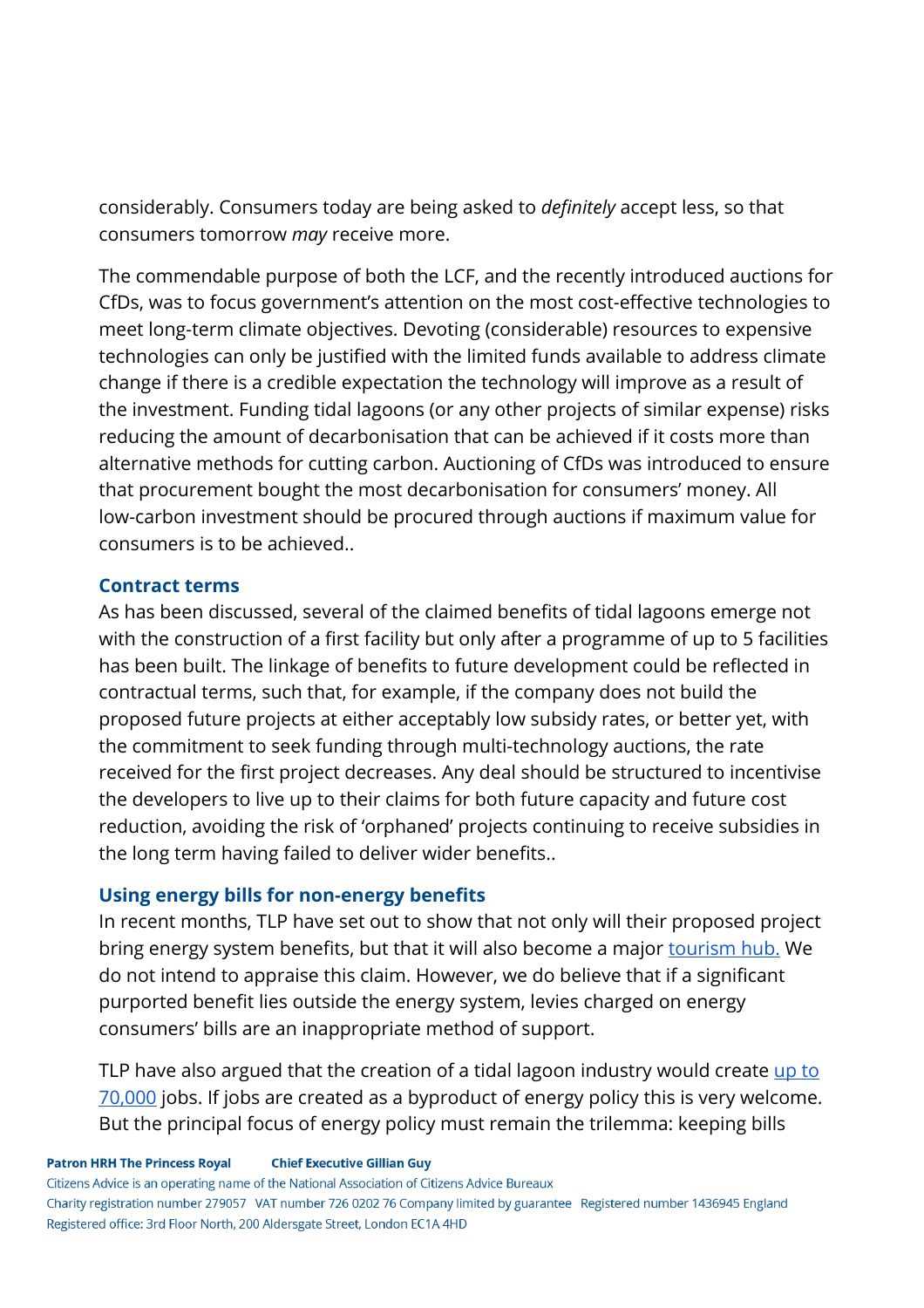considerably. Consumers today are being asked to *definitely* accept less, so that consumers tomorrow *may* receive more.

The commendable purpose of both the LCF, and the recently introduced auctions for CfDs, was to focus government's attention on the most cost-effective technologies to meet long-term climate objectives. Devoting (considerable) resources to expensive technologies can only be justified with the limited funds available to address climate change if there is a credible expectation the technology will improve as a result of the investment. Funding tidal lagoons (or any other projects of similar expense) risks reducing the amount of decarbonisation that can be achieved if it costs more than alternative methods for cutting carbon. Auctioning of CfDs was introduced to ensure that procurement bought the most decarbonisation for consumers' money. All low-carbon investment should be procured through auctions if maximum value for consumers is to be achieved..

### Contract terms

As has been discussed, several of the claimed benefits of tidal lagoons emerge not with the construction of a first facility but only after a programme of up to 5 facilities has been built. The linkage of benefits to future development could be reflected in contractual terms, such that, for example, if the company does not build the proposed future projects at either acceptably low subsidy rates, or better yet, with the commitment to seek funding through multi-technology auctions, the rate received for the first project decreases. Any deal should be structured to incentivise the developers to live up to their claims for both future capacity and future cost reduction, avoiding the risk of 'orphaned' projects continuing to receive subsidies in the long term having failed to deliver wider benefits..

### Using energy bills for non-energy benefits

In recent months, TLP have set out to show that not only will their proposed project bring energy system benefits, but that it will also become a major tourism hub. We do not intend to appraise this claim. However, we do believe that if a significant purported benefit lies outside the energy system, levies charged on energy consumers' bills are an inappropriate method of support.

TLP have also argued that the creation of a tidal lagoon industry would create up to 70,000 jobs. If jobs are created as a byproduct of energy policy this is very welcome. But the principal focus of energy policy must remain the trilemma: keeping bills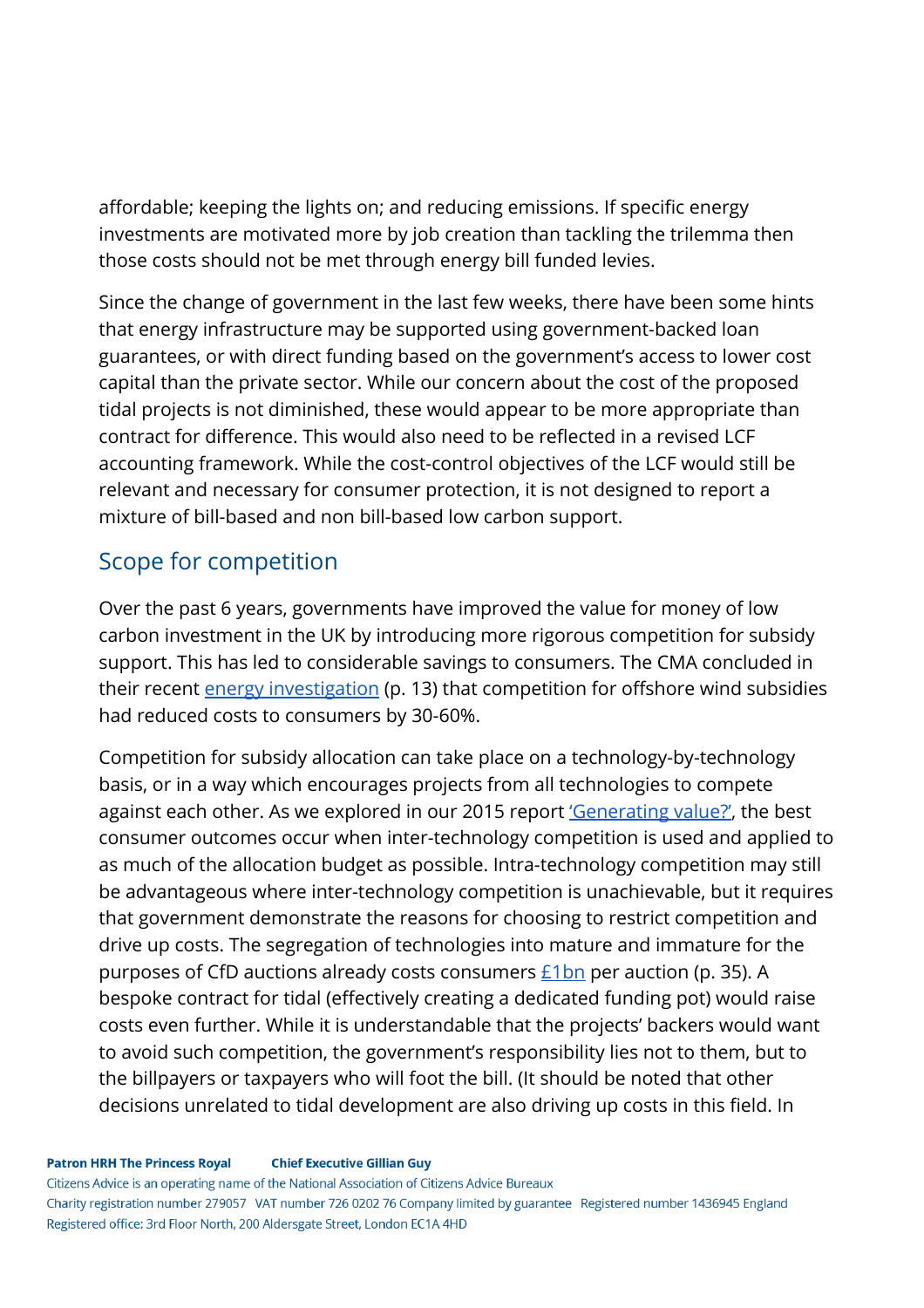affordable; keeping the lights on; and reducing emissions. If specific energy investments are motivated more by job creation than tackling the trilemma then those costs should not be met through energy bill funded levies.

Since the change of government in the last few weeks, there have been some hints that energy infrastructure may be supported using government-backed loan guarantees, or with direct funding based on the government's access to lower cost capital than the private sector. While our concern about the cost of the proposed tidal projects is not diminished, these would appear to be more appropriate than contract for difference. This would also need to be reflected in a revised LCF accounting framework. While the cost-control objectives of the LCF would still be relevant and necessary for consumer protection, it is not designed to report a mixture of bill-based and non bill-based low carbon support.

## Scope for competition

Over the past 6 years, governments have improved the value for money of low carbon investment in the UK by introducing more rigorous competition for subsidy support. This has led to considerable savings to consumers. The CMA concluded in their recent energy investigation (p. 13) that competition for offshore wind subsidies had reduced costs to consumers by 30-60%.

Competition for subsidy allocation can take place on a technology-by-technology basis, or in a way which encourages projects from all technologies to compete against each other. As we explored in our 2015 report 'Generating value?', the best consumer outcomes occur when inter-technology competition is used and applied to as much of the allocation budget as possible. Intra-technology competition may still be advantageous where inter-technology competition is unachievable, but it requires that government demonstrate the reasons for choosing to restrict competition and drive up costs. The segregation of technologies into mature and immature for the purposes of CfD auctions already costs consumers £1bn per auction (p. 35). A bespoke contract for tidal (effectively creating a dedicated funding pot) would raise costs even further. While it is understandable that the projects' backers would want to avoid such competition, the government's responsibility lies not to them, but to the billpayers or taxpayers who will foot the bill. (It should be noted that other decisions unrelated to tidal development are also driving up costs in this field. In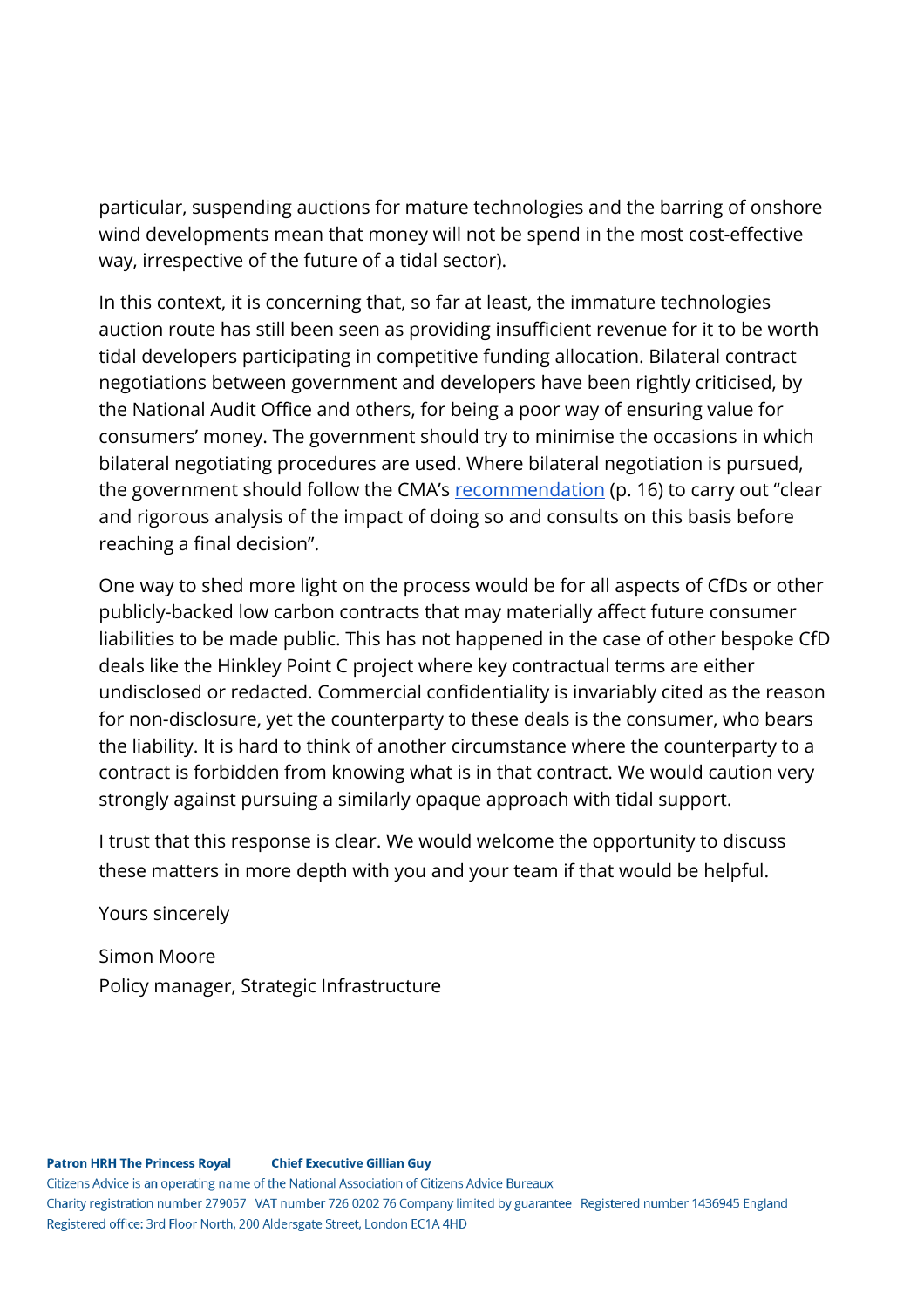particular, suspending auctions for mature technologies and the barring of onshore wind developments mean that money will not be spend in the most cost-effective way, irrespective of the future of a tidal sector).

In this context, it is concerning that, so far at least, the immature technologies auction route has still been seen as providing insufficient revenue for it to be worth tidal developers participating in competitive funding allocation. Bilateral contract negotiations between government and developers have been rightly criticised, by the National Audit Office and others, for being a poor way of ensuring value for consumers' money. The government should try to minimise the occasions in which bilateral negotiating procedures are used. Where bilateral negotiation is pursued, the government should follow the CMA's recommendation (p. 16) to carry out "clear and rigorous analysis of the impact of doing so and consults on this basis before reaching a final decision".

One way to shed more light on the process would be for all aspects of CfDs or other publicly-backed low carbon contracts that may materially affect future consumer liabilities to be made public. This has not happened in the case of other bespoke CfD deals like the Hinkley Point C project where key contractual terms are either undisclosed or redacted. Commercial confidentiality is invariably cited as the reason for non-disclosure, yet the counterparty to these deals is the consumer, who bears the liability. It is hard to think of another circumstance where the counterparty to a contract is forbidden from knowing what is in that contract. We would caution very strongly against pursuing a similarly opaque approach with tidal support.

I trust that this response is clear. We would welcome the opportunity to discuss these matters in more depth with you and your team if that would be helpful.

Yours sincerely

Simon Moore
Policy manager, Strategic Infrastructure